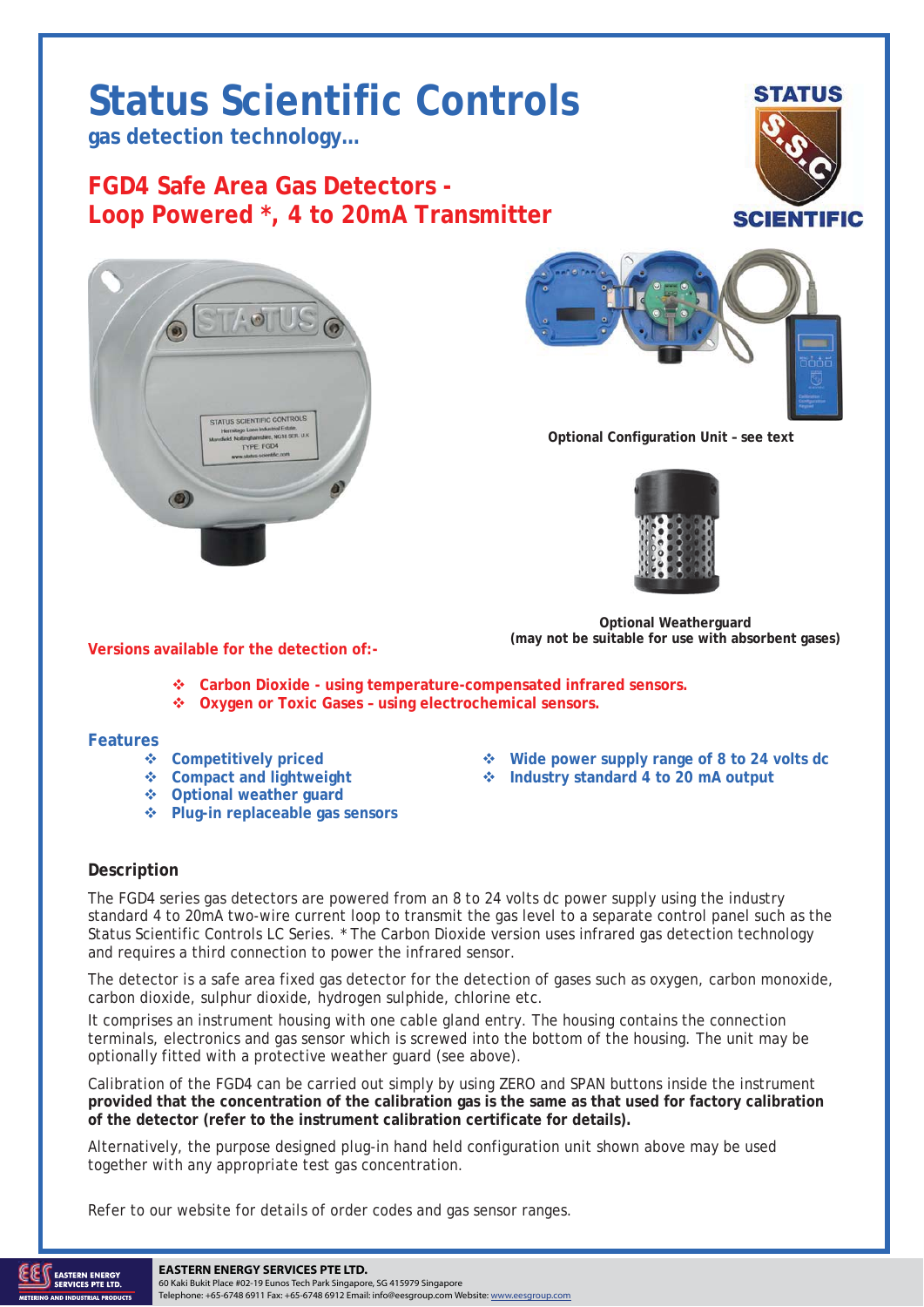# Status Scientific Controls

**gas detection technology…**

## FGD4 Safe Area Gas Detectors - Loop Powered *, 4 to 20mA Transmitter

Optional Configuration Unit – see text

Optional Weatherguard
(may not be suitable for use with absorbent gases)

**Versions available for the detection of:-**

- **Carbon Dioxide - using temperature-compensated infrared sensors.**
- **Oxygen or Toxic Gases – using electrochemical sensors.**

### Features

- Competitively priced
- Compact and lightweight
- Optional weather guard
- Plug-in replaceable gas sensors
- Wide power supply range of 8 to 24 volts dc
- Industry standard 4 to 20 mA output

### Description

The FGD4 series gas detectors are powered from an 8 to 24 volts dc power supply using the industry standard 4 to 20mA two-wire current loop to transmit the gas level to a separate control panel such as the Status Scientific Controls LC Series. * The Carbon Dioxide version uses infrared gas detection technology and requires a third connection to power the infrared sensor.

The detector is a safe area fixed gas detector for the detection of gases such as oxygen, carbon monoxide, carbon dioxide, sulphur dioxide, hydrogen sulphide, chlorine etc.

It comprises an instrument housing with one cable gland entry. The housing contains the connection terminals, electronics and gas sensor which is screwed into the bottom of the housing. The unit may be optionally fitted with a protective weather guard (see above).

Calibration of the FGD4 can be carried out simply by using ZERO and SPAN buttons inside the instrument **provided that the concentration of the calibration gas is the same as that used for factory calibration of the detector (refer to the instrument calibration certificate for details).**

Alternatively, the purpose designed plug-in hand held configuration unit shown above may be used together with any appropriate test gas concentration.

Refer to our website for details of order codes and gas sensor ranges.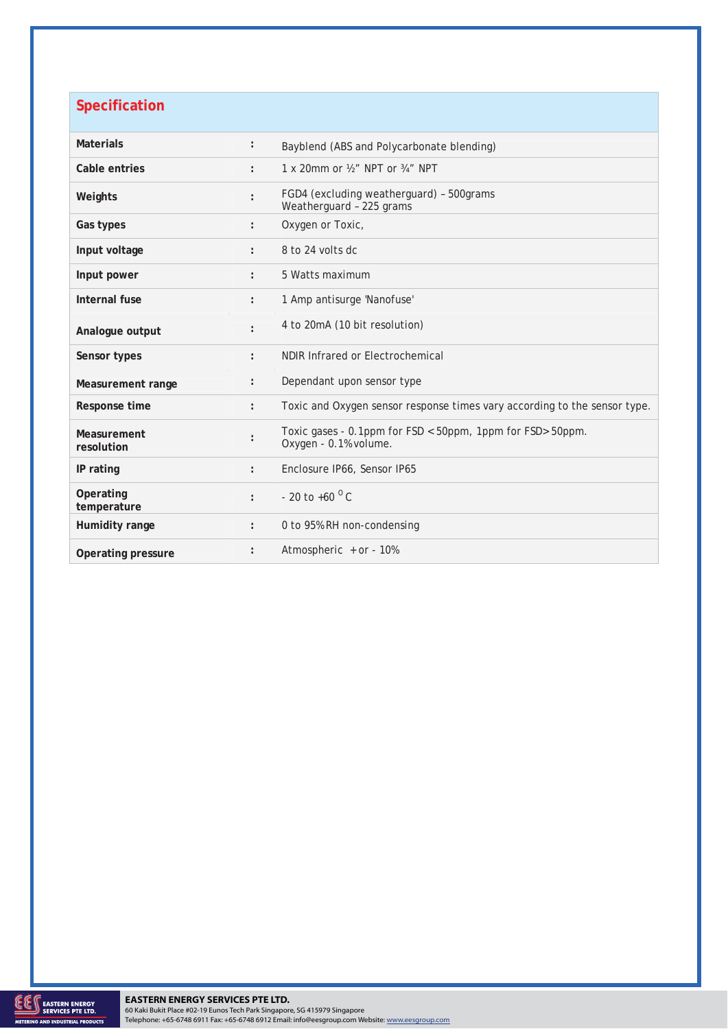## Specification

| | | |
|---|---|---|
| **Materials** | : | Bayblend (ABS and Polycarbonate blending) |
| **Cable entries** | : | 1 x 20mm or ½" NPT or ¾" NPT |
| **Weights** | : | FGD4 (excluding weatherguard) – 500grams<br>Weatherguard – 225 grams |
| **Gas types** | : | Oxygen or Toxic, |
| **Input voltage** | : | 8 to 24 volts dc |
| **Input power** | : | 5 Watts maximum |
| **Internal fuse** | : | 1 Amp antisurge 'Nanofuse' |
| **Analogue output** | : | 4 to 20mA (10 bit resolution) |
| **Sensor types** | : | NDIR Infrared or Electrochemical |
| **Measurement range** | : | Dependant upon sensor type |
| **Response time** | : | Toxic and Oxygen sensor response times vary according to the sensor type. |
| **Measurement resolution** | : | Toxic gases - 0.1ppm for FSD < 50ppm, 1ppm for FSD> 50ppm.<br>Oxygen - 0.1% volume. |
| **IP rating** | : | Enclosure IP66, Sensor IP65 |
| **Operating temperature** | : | - 20 to +60 $^{O}$C |
| **Humidity range** | : | 0 to 95% RH non-condensing |
| **Operating pressure** | : | Atmospheric + or - 10% |

**EASTERN ENERGY SERVICES PTE LTD.**
60 Kaki Bukit Place #02-19 Eunos Tech Park Singapore, SG 415979 Singapore
Telephone: +65-6748 6911 Fax: +65-6748 6912 Email: info@eesgroup.com Website: www.eesgroup.com